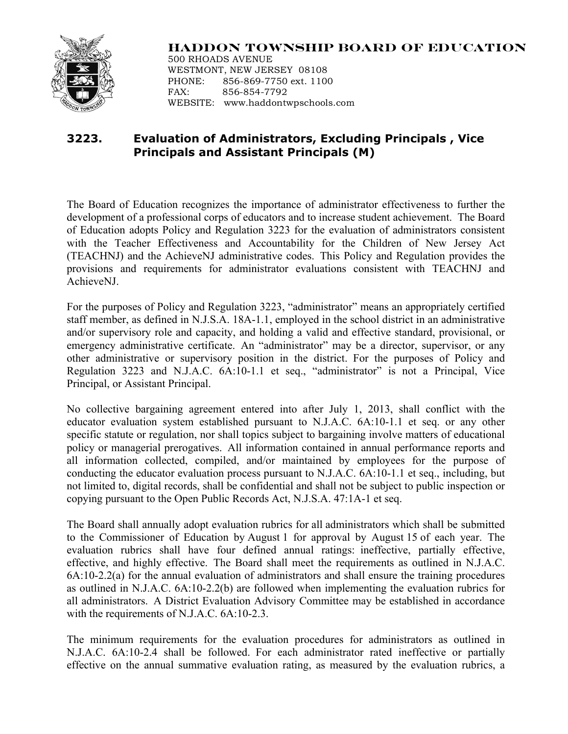**HADDON TOWNSHIP BOARD OF EDUCATION**
500 RHOADS AVENUE
WESTMONT, NEW JERSEY 08108
PHONE: 856-869-7750 ext. 1100
FAX: 856-854-7792
WEBSITE: www.haddontwpschools.com

# 3223. Evaluation of Administrators, Excluding Principals , Vice Principals and Assistant Principals (M)

The Board of Education recognizes the importance of administrator effectiveness to further the development of a professional corps of educators and to increase student achievement. The Board of Education adopts Policy and Regulation 3223 for the evaluation of administrators consistent with the Teacher Effectiveness and Accountability for the Children of New Jersey Act (TEACHNJ) and the AchieveNJ administrative codes. This Policy and Regulation provides the provisions and requirements for administrator evaluations consistent with TEACHNJ and AchieveNJ.

For the purposes of Policy and Regulation 3223, "administrator" means an appropriately certified staff member, as defined in N.J.S.A. 18A-1.1, employed in the school district in an administrative and/or supervisory role and capacity, and holding a valid and effective standard, provisional, or emergency administrative certificate. An "administrator" may be a director, supervisor, or any other administrative or supervisory position in the district. For the purposes of Policy and Regulation 3223 and N.J.A.C. 6A:10-1.1 et seq., "administrator" is not a Principal, Vice Principal, or Assistant Principal.

No collective bargaining agreement entered into after July 1, 2013, shall conflict with the educator evaluation system established pursuant to N.J.A.C. 6A:10-1.1 et seq. or any other specific statute or regulation, nor shall topics subject to bargaining involve matters of educational policy or managerial prerogatives. All information contained in annual performance reports and all information collected, compiled, and/or maintained by employees for the purpose of conducting the educator evaluation process pursuant to N.J.A.C. 6A:10-1.1 et seq., including, but not limited to, digital records, shall be confidential and shall not be subject to public inspection or copying pursuant to the Open Public Records Act, N.J.S.A. 47:1A-1 et seq.

The Board shall annually adopt evaluation rubrics for all administrators which shall be submitted to the Commissioner of Education by August 1 for approval by August 15 of each year. The evaluation rubrics shall have four defined annual ratings: ineffective, partially effective, effective, and highly effective. The Board shall meet the requirements as outlined in N.J.A.C. 6A:10-2.2(a) for the annual evaluation of administrators and shall ensure the training procedures as outlined in N.J.A.C. 6A:10-2.2(b) are followed when implementing the evaluation rubrics for all administrators. A District Evaluation Advisory Committee may be established in accordance with the requirements of N.J.A.C. 6A:10-2.3.

The minimum requirements for the evaluation procedures for administrators as outlined in N.J.A.C. 6A:10-2.4 shall be followed. For each administrator rated ineffective or partially effective on the annual summative evaluation rating, as measured by the evaluation rubrics, a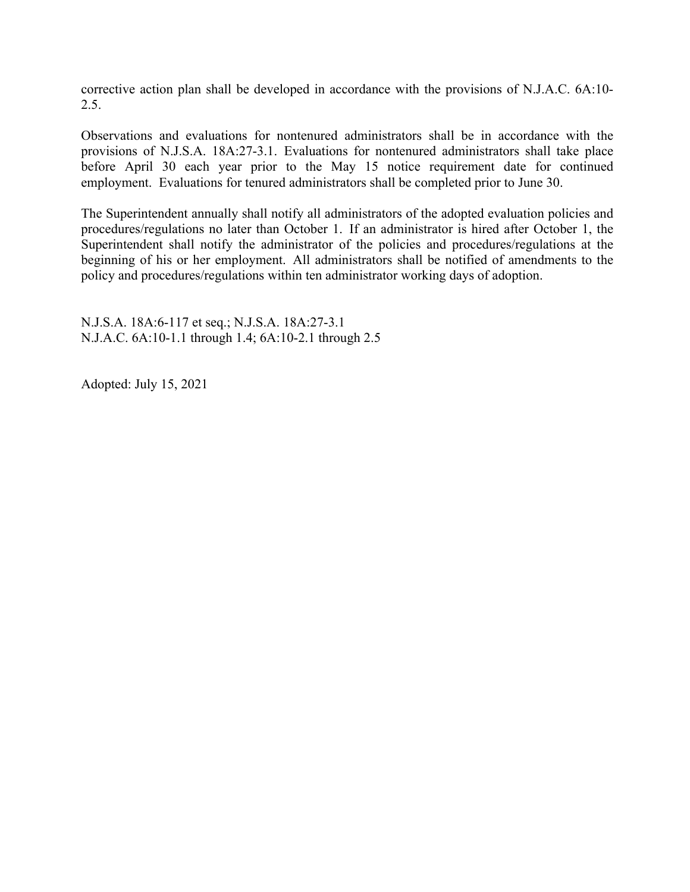corrective action plan shall be developed in accordance with the provisions of N.J.A.C. 6A:10-2.5.

Observations and evaluations for nontenured administrators shall be in accordance with the provisions of N.J.S.A. 18A:27-3.1. Evaluations for nontenured administrators shall take place before April 30 each year prior to the May 15 notice requirement date for continued employment. Evaluations for tenured administrators shall be completed prior to June 30.

The Superintendent annually shall notify all administrators of the adopted evaluation policies and procedures/regulations no later than October 1. If an administrator is hired after October 1, the Superintendent shall notify the administrator of the policies and procedures/regulations at the beginning of his or her employment. All administrators shall be notified of amendments to the policy and procedures/regulations within ten administrator working days of adoption.

N.J.S.A. 18A:6-117 et seq.; N.J.S.A. 18A:27-3.1
N.J.A.C. 6A:10-1.1 through 1.4; 6A:10-2.1 through 2.5

Adopted: July 15, 2021